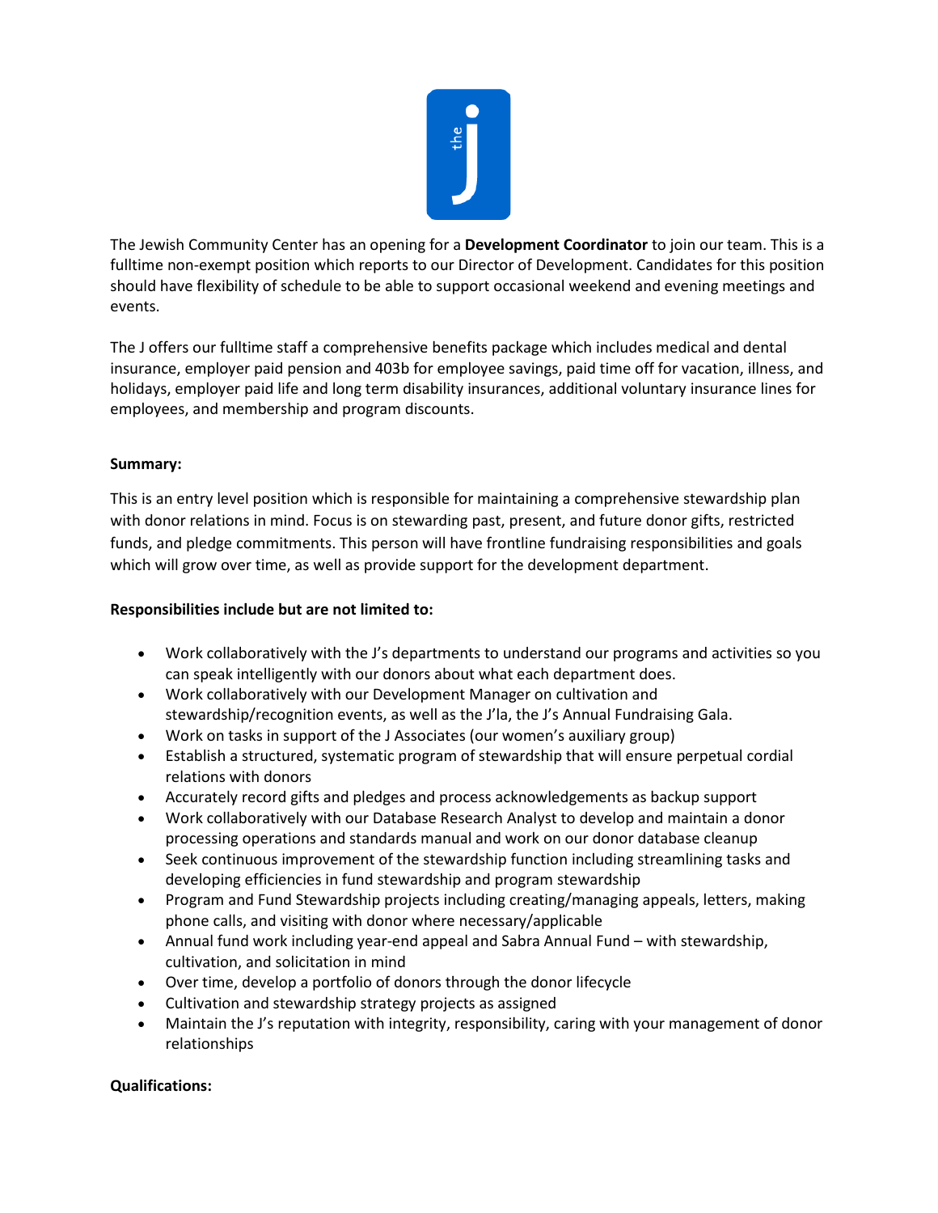The Jewish Community Center has an opening for a **Development Coordinator** to join our team. This is a fulltime non-exempt position which reports to our Director of Development. Candidates for this position should have flexibility of schedule to be able to support occasional weekend and evening meetings and events.

The J offers our fulltime staff a comprehensive benefits package which includes medical and dental insurance, employer paid pension and 403b for employee savings, paid time off for vacation, illness, and holidays, employer paid life and long term disability insurances, additional voluntary insurance lines for employees, and membership and program discounts.

**Summary:**

This is an entry level position which is responsible for maintaining a comprehensive stewardship plan with donor relations in mind. Focus is on stewarding past, present, and future donor gifts, restricted funds, and pledge commitments. This person will have frontline fundraising responsibilities and goals which will grow over time, as well as provide support for the development department.

**Responsibilities include but are not limited to:**

- Work collaboratively with the J's departments to understand our programs and activities so you can speak intelligently with our donors about what each department does.
- Work collaboratively with our Development Manager on cultivation and stewardship/recognition events, as well as the J'la, the J's Annual Fundraising Gala.
- Work on tasks in support of the J Associates (our women's auxiliary group)
- Establish a structured, systematic program of stewardship that will ensure perpetual cordial relations with donors
- Accurately record gifts and pledges and process acknowledgements as backup support
- Work collaboratively with our Database Research Analyst to develop and maintain a donor processing operations and standards manual and work on our donor database cleanup
- Seek continuous improvement of the stewardship function including streamlining tasks and developing efficiencies in fund stewardship and program stewardship
- Program and Fund Stewardship projects including creating/managing appeals, letters, making phone calls, and visiting with donor where necessary/applicable
- Annual fund work including year-end appeal and Sabra Annual Fund – with stewardship, cultivation, and solicitation in mind
- Over time, develop a portfolio of donors through the donor lifecycle
- Cultivation and stewardship strategy projects as assigned
- Maintain the J's reputation with integrity, responsibility, caring with your management of donor relationships

**Qualifications:**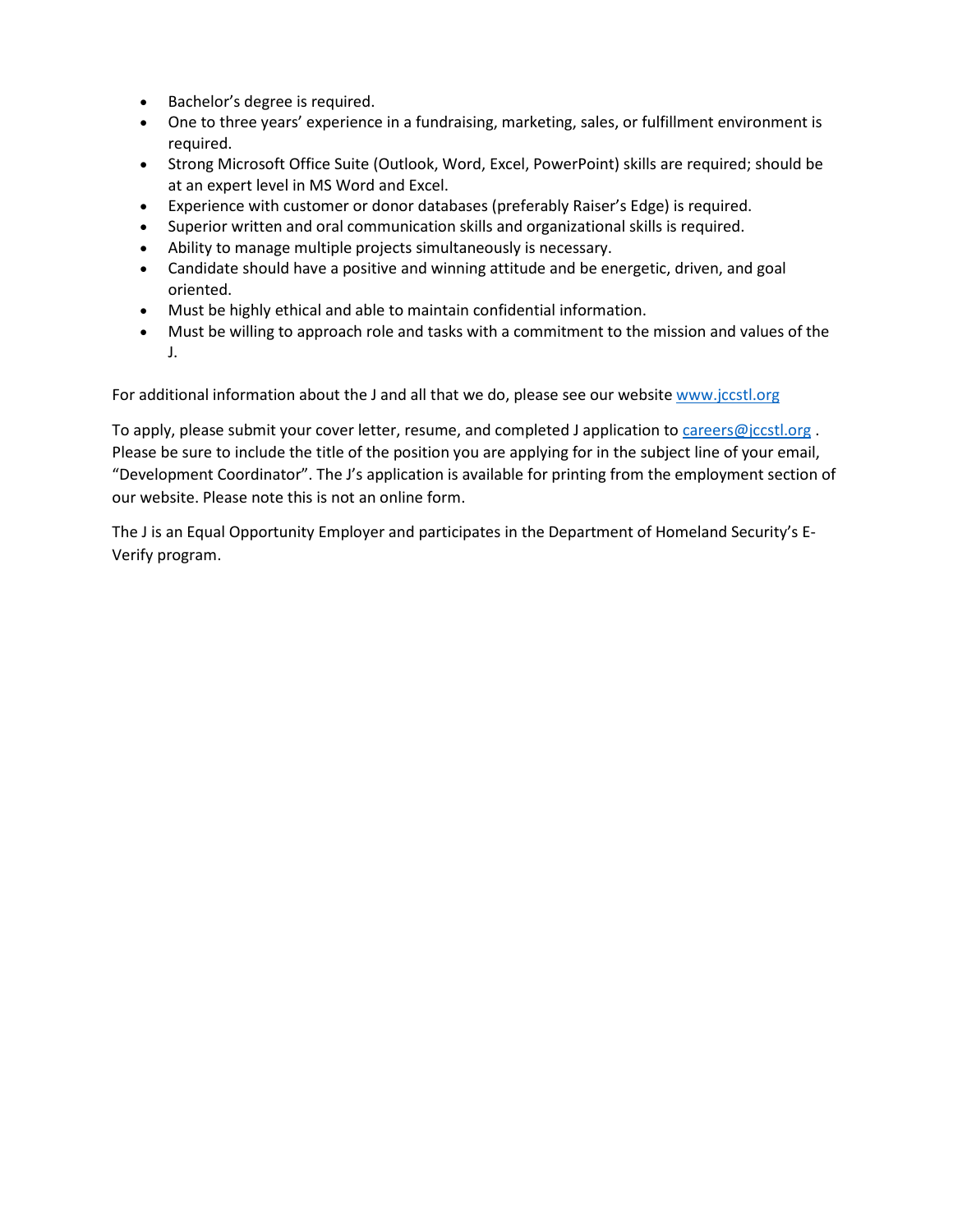- Bachelor's degree is required.
- One to three years' experience in a fundraising, marketing, sales, or fulfillment environment is required.
- Strong Microsoft Office Suite (Outlook, Word, Excel, PowerPoint) skills are required; should be at an expert level in MS Word and Excel.
- Experience with customer or donor databases (preferably Raiser's Edge) is required.
- Superior written and oral communication skills and organizational skills is required.
- Ability to manage multiple projects simultaneously is necessary.
- Candidate should have a positive and winning attitude and be energetic, driven, and goal oriented.
- Must be highly ethical and able to maintain confidential information.
- Must be willing to approach role and tasks with a commitment to the mission and values of the J.

For additional information about the J and all that we do, please see our website [www.jccstl.org](http://www.jccstl.org)

To apply, please submit your cover letter, resume, and completed J application to [careers@jccstl.org](mailto:careers@jccstl.org) . Please be sure to include the title of the position you are applying for in the subject line of your email, "Development Coordinator". The J's application is available for printing from the employment section of our website. Please note this is not an online form.

The J is an Equal Opportunity Employer and participates in the Department of Homeland Security's E-Verify program.